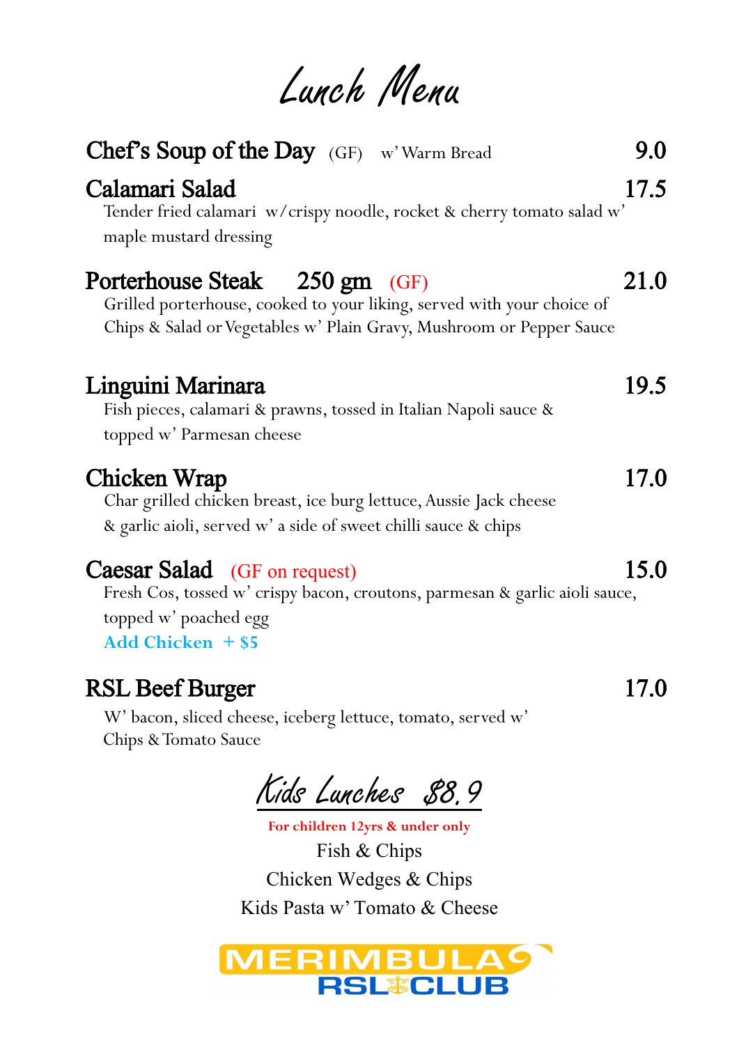# Lunch Menu

**Chef's Soup of the Day** (GF) w' Warm Bread — 9.0

**Calamari Salad** — 17.5

Tender fried calamari w/crispy noodle, rocket & cherry tomato salad w' maple mustard dressing

**Porterhouse Steak 250 gm** (GF) — 21.0

Grilled porterhouse, cooked to your liking, served with your choice of Chips & Salad or Vegetables w' Plain Gravy, Mushroom or Pepper Sauce

**Linguini Marinara** — 19.5

Fish pieces, calamari & prawns, tossed in Italian Napoli sauce & topped w' Parmesan cheese

**Chicken Wrap** — 17.0

Char grilled chicken breast, ice burg lettuce, Aussie Jack cheese & garlic aioli, served w' a side of sweet chilli sauce & chips

**Caesar Salad** (GF on request) — 15.0

Fresh Cos, tossed w' crispy bacon, croutons, parmesan & garlic aioli sauce, topped w' poached egg

**Add Chicken + $5**

**RSL Beef Burger** — 17.0

W' bacon, sliced cheese, iceberg lettuce, tomato, served w' Chips & Tomato Sauce

## Kids Lunches $8.9

**For children 12yrs & under only**

Fish & Chips

Chicken Wedges & Chips

Kids Pasta w' Tomato & Cheese

MERIMBULA RSL CLUB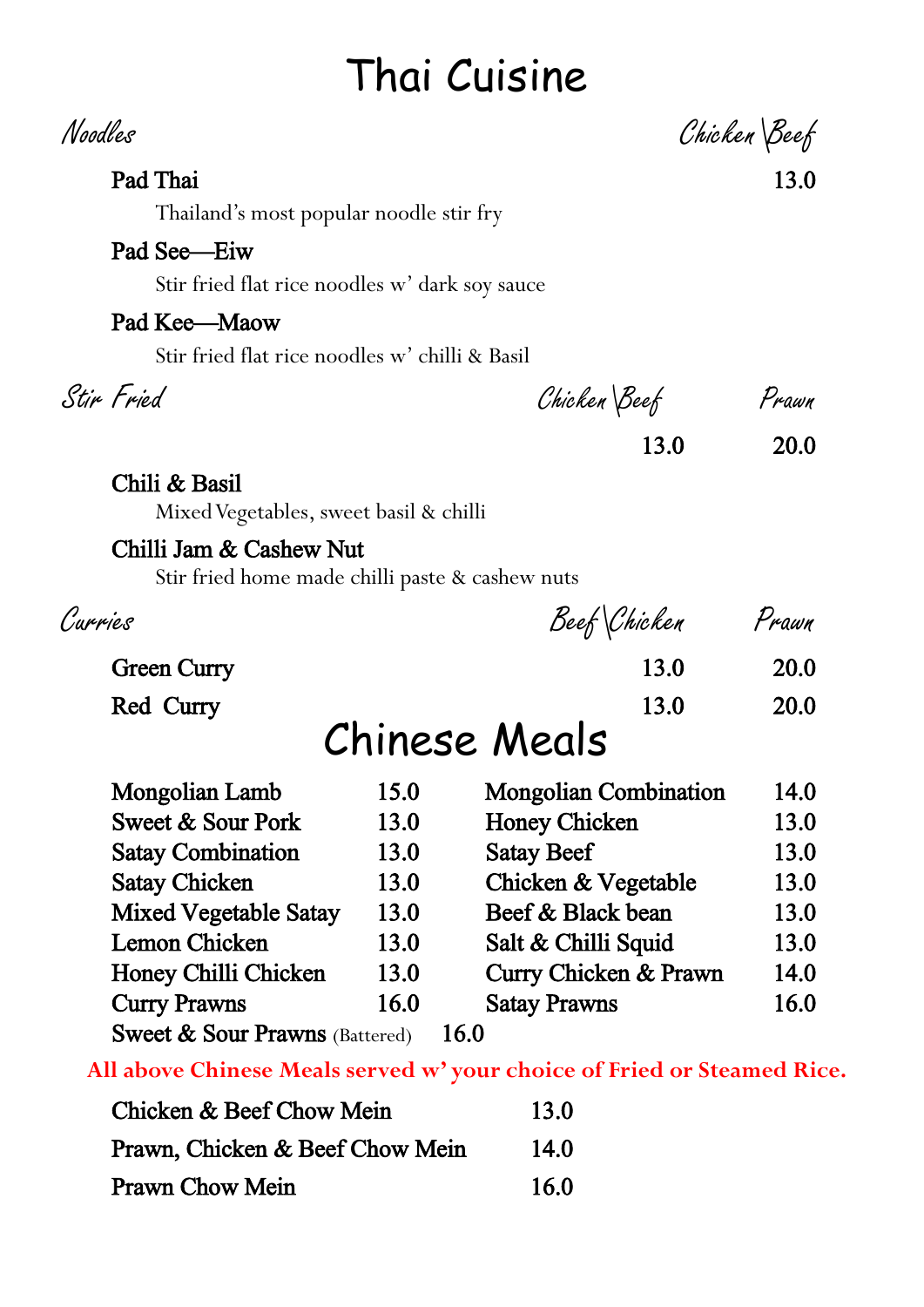# Thai Cuisine

## Noodles

| | Chicken \ Beef |
|---|---|
| **Pad Thai** | 13.0 |
| Thailand's most popular noodle stir fry | |
| **Pad See—Eiw** | |
| Stir fried flat rice noodles w' dark soy sauce | |
| **Pad Kee—Maow** | |
| Stir fried flat rice noodles w' chilli & Basil | |

## Stir Fried

| | Chicken \ Beef | Prawn |
|---|---|---|
| | 13.0 | 20.0 |
| **Chili & Basil** | | |
| Mixed Vegetables, sweet basil & chilli | | |
| **Chilli Jam & Cashew Nut** | | |
| Stir fried home made chilli paste & cashew nuts | | |

## Curries

| | Beef \ Chicken | Prawn |
|---|---|---|
| Green Curry | 13.0 | 20.0 |
| Red Curry | 13.0 | 20.0 |

# Chinese Meals

| | | | |
|---|---|---|---|
| Mongolian Lamb | 15.0 | Mongolian Combination | 14.0 |
| Sweet & Sour Pork | 13.0 | Honey Chicken | 13.0 |
| Satay Combination | 13.0 | Satay Beef | 13.0 |
| Satay Chicken | 13.0 | Chicken & Vegetable | 13.0 |
| Mixed Vegetable Satay | 13.0 | Beef & Black bean | 13.0 |
| Lemon Chicken | 13.0 | Salt & Chilli Squid | 13.0 |
| Honey Chilli Chicken | 13.0 | Curry Chicken & Prawn | 14.0 |
| Curry Prawns | 16.0 | Satay Prawns | 16.0 |
| Sweet & Sour Prawns (Battered) | 16.0 | | |

**All above Chinese Meals served w' your choice of Fried or Steamed Rice.**

| | |
|---|---|
| Chicken & Beef Chow Mein | 13.0 |
| Prawn, Chicken & Beef Chow Mein | 14.0 |
| Prawn Chow Mein | 16.0 |